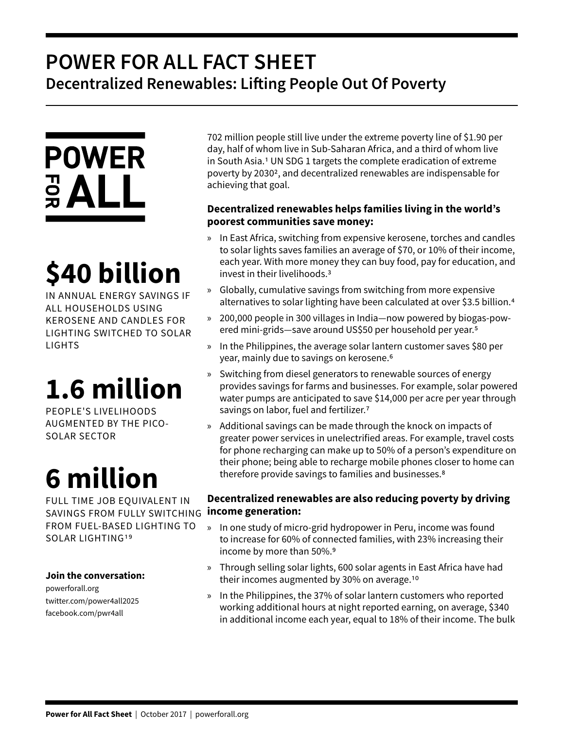# POWER FOR ALL FACT SHEET

## Decentralized Renewables: Lifting People Out Of Poverty

POWER FOR ALL

# $40 billion

IN ANNUAL ENERGY SAVINGS IF ALL HOUSEHOLDS USING KEROSENE AND CANDLES FOR LIGHTING SWITCHED TO SOLAR LIGHTS

# 1.6 million

PEOPLE'S LIVELIHOODS AUGMENTED BY THE PICO-SOLAR SECTOR

# 6 million

FULL TIME JOB EQUIVALENT IN SAVINGS FROM FULLY SWITCHING FROM FUEL-BASED LIGHTING TO SOLAR LIGHTING[19]

**Join the conversation:**

powerforall.org
twitter.com/power4all2025
facebook.com/pwr4all

702 million people still live under the extreme poverty line of $1.90 per day, half of whom live in Sub-Saharan Africa, and a third of whom live in South Asia.[1] UN SDG 1 targets the complete eradication of extreme poverty by 2030[2], and decentralized renewables are indispensable for achieving that goal.

**Decentralized renewables helps families living in the world's poorest communities save money:**

- In East Africa, switching from expensive kerosene, torches and candles to solar lights saves families an average of $70, or 10% of their income, each year. With more money they can buy food, pay for education, and invest in their livelihoods.[3]
- Globally, cumulative savings from switching from more expensive alternatives to solar lighting have been calculated at over $3.5 billion.[4]
- 200,000 people in 300 villages in India—now powered by biogas-powered mini-grids—save around US$50 per household per year.[5]
- In the Philippines, the average solar lantern customer saves $80 per year, mainly due to savings on kerosene.[6]
- Switching from diesel generators to renewable sources of energy provides savings for farms and businesses. For example, solar powered water pumps are anticipated to save $14,000 per acre per year through savings on labor, fuel and fertilizer.[7]
- Additional savings can be made through the knock on impacts of greater power services in unelectrified areas. For example, travel costs for phone recharging can make up to 50% of a person's expenditure on their phone; being able to recharge mobile phones closer to home can therefore provide savings to families and businesses.[8]

**Decentralized renewables are also reducing poverty by driving income generation:**

- In one study of micro-grid hydropower in Peru, income was found to increase for 60% of connected families, with 23% increasing their income by more than 50%.[9]
- Through selling solar lights, 600 solar agents in East Africa have had their incomes augmented by 30% on average.[10]
- In the Philippines, the 37% of solar lantern customers who reported working additional hours at night reported earning, on average, $340 in additional income each year, equal to 18% of their income. The bulk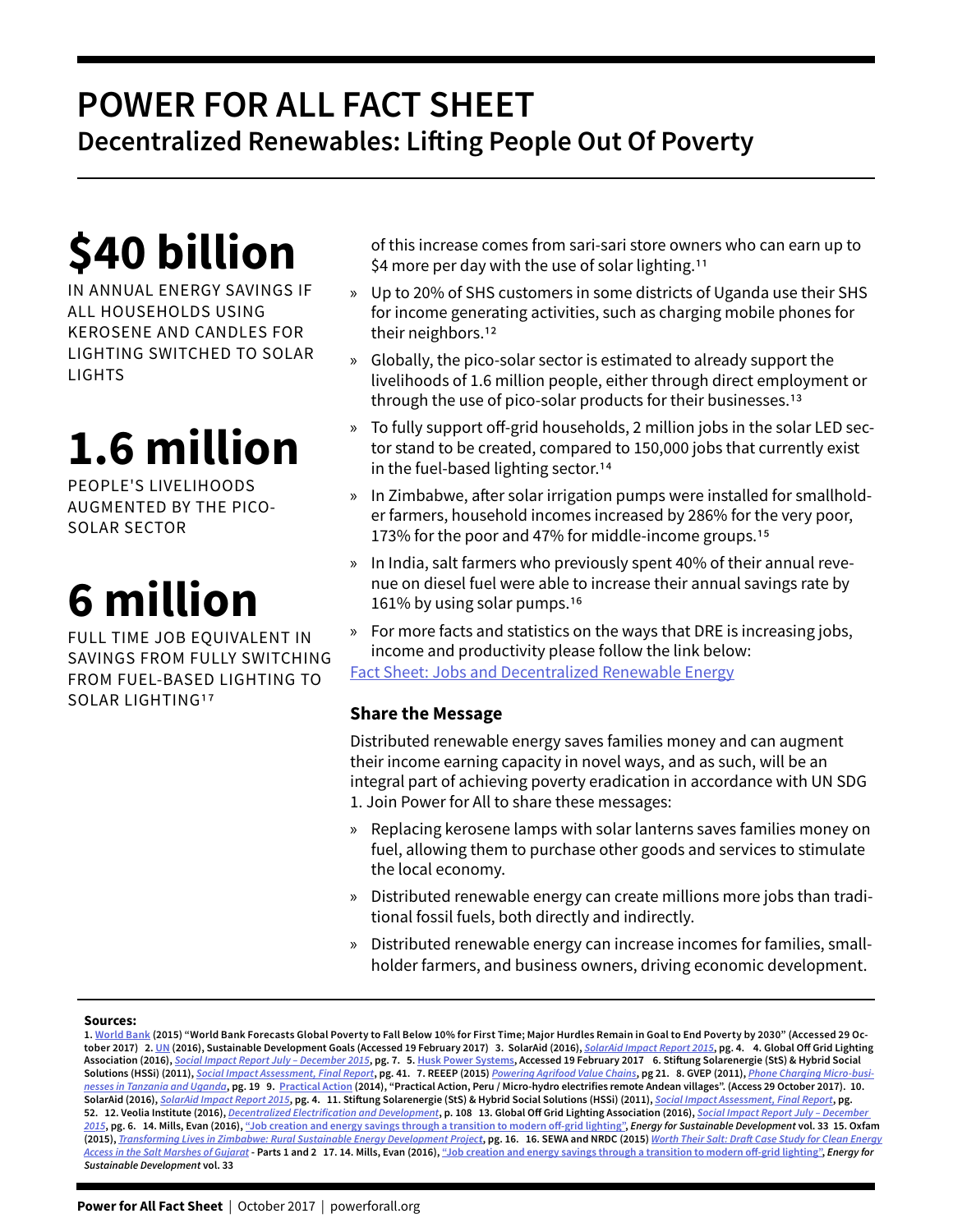# POWER FOR ALL FACT SHEET

## Decentralized Renewables: Lifting People Out Of Poverty

# $40 billion

IN ANNUAL ENERGY SAVINGS IF ALL HOUSEHOLDS USING KEROSENE AND CANDLES FOR LIGHTING SWITCHED TO SOLAR LIGHTS

# 1.6 million

PEOPLE'S LIVELIHOODS AUGMENTED BY THE PICO-SOLAR SECTOR

# 6 million

FULL TIME JOB EQUIVALENT IN SAVINGS FROM FULLY SWITCHING FROM FUEL-BASED LIGHTING TO SOLAR LIGHTING[17]

of this increase comes from sari-sari store owners who can earn up to $4 more per day with the use of solar lighting.[11]

» Up to 20% of SHS customers in some districts of Uganda use their SHS for income generating activities, such as charging mobile phones for their neighbors.[12]

» Globally, the pico-solar sector is estimated to already support the livelihoods of 1.6 million people, either through direct employment or through the use of pico-solar products for their businesses.[13]

» To fully support off-grid households, 2 million jobs in the solar LED sector stand to be created, compared to 150,000 jobs that currently exist in the fuel-based lighting sector.[14]

» In Zimbabwe, after solar irrigation pumps were installed for smallholder farmers, household incomes increased by 286% for the very poor, 173% for the poor and 47% for middle-income groups.[15]

» In India, salt farmers who previously spent 40% of their annual revenue on diesel fuel were able to increase their annual savings rate by 161% by using solar pumps.[16]

» For more facts and statistics on the ways that DRE is increasing jobs, income and productivity please follow the link below:
Fact Sheet: Jobs and Decentralized Renewable Energy

### Share the Message

Distributed renewable energy saves families money and can augment their income earning capacity in novel ways, and as such, will be an integral part of achieving poverty eradication in accordance with UN SDG 1. Join Power for All to share these messages:

» Replacing kerosene lamps with solar lanterns saves families money on fuel, allowing them to purchase other goods and services to stimulate the local economy.

» Distributed renewable energy can create millions more jobs than traditional fossil fuels, both directly and indirectly.

» Distributed renewable energy can increase incomes for families, smallholder farmers, and business owners, driving economic development.

**Sources:**

**1. World Bank (2015) "World Bank Forecasts Global Poverty to Fall Below 10% for First Time; Major Hurdles Remain in Goal to End Poverty by 2030" (Accessed 29 October 2017) 2. UN (2016), Sustainable Development Goals (Accessed 19 February 2017) 3. SolarAid (2016), *SolarAid Impact Report 2015*, pg. 4. 4. Global Off Grid Lighting Association (2016), *Social Impact Report July – December 2015*, pg. 7. 5. Husk Power Systems, Accessed 19 February 2017 6. Stiftung Solarenergie (StS) & Hybrid Social Solutions (HSSi) (2011), *Social Impact Assessment, Final Report*, pg. 41. 7. REEEP (2015) *Powering Agrifood Value Chains*, pg 21. 8. GVEP (2011), *Phone Charging Micro-businesses in Tanzania and Uganda*, pg. 19 9. Practical Action (2014), "Practical Action, Peru / Micro-hydro electrifies remote Andean villages". (Access 29 October 2017). 10. SolarAid (2016), *SolarAid Impact Report 2015*, pg. 4. 11. Stiftung Solarenergie (StS) & Hybrid Social Solutions (HSSi) (2011), *Social Impact Assessment, Final Report*, pg. 52. 12. Veolia Institute (2016), *Decentralized Electrification and Development*, p. 108 13. Global Off Grid Lighting Association (2016), *Social Impact Report July – December 2015*, pg. 6. 14. Mills, Evan (2016), "Job creation and energy savings through a transition to modern off-grid lighting", *Energy for Sustainable Development* vol. 33 15. Oxfam (2015), *Transforming Lives in Zimbabwe: Rural Sustainable Energy Development Project*, pg. 16. 16. SEWA and NRDC (2015) *Worth Their Salt: Draft Case Study for Clean Energy Access in the Salt Marshes of Gujarat* - Parts 1 and 2 17. 14. Mills, Evan (2016), "Job creation and energy savings through a transition to modern off-grid lighting", *Energy for Sustainable Development* vol. 33**